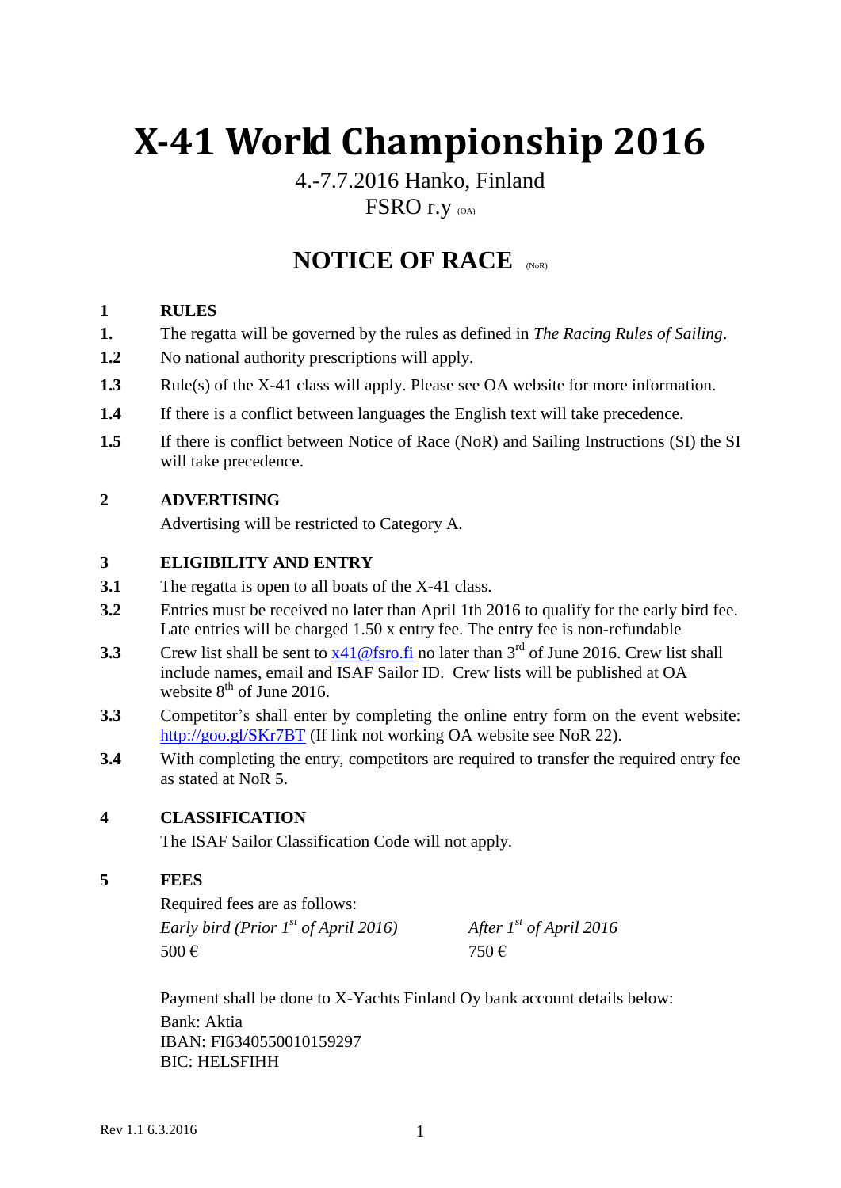# X-41 World Championship 2016

4.-7.7.2016 Hanko, Finland

FSRO r.y (OA)

## NOTICE OF RACE (NoR)

**1 RULES**

**1.** The regatta will be governed by the rules as defined in *The Racing Rules of Sailing*.

**1.2** No national authority prescriptions will apply.

**1.3** Rule(s) of the X-41 class will apply. Please see OA website for more information.

**1.4** If there is a conflict between languages the English text will take precedence.

**1.5** If there is conflict between Notice of Race (NoR) and Sailing Instructions (SI) the SI will take precedence.

**2 ADVERTISING**

Advertising will be restricted to Category A.

**3 ELIGIBILITY AND ENTRY**

**3.1** The regatta is open to all boats of the X-41 class.

**3.2** Entries must be received no later than April 1th 2016 to qualify for the early bird fee. Late entries will be charged 1.50 x entry fee. The entry fee is non-refundable

**3.3** Crew list shall be sent to x41@fsro.fi no later than 3rd of June 2016. Crew list shall include names, email and ISAF Sailor ID. Crew lists will be published at OA website 8th of June 2016.

**3.3** Competitor's shall enter by completing the online entry form on the event website: http://goo.gl/SKr7BT (If link not working OA website see NoR 22).

**3.4** With completing the entry, competitors are required to transfer the required entry fee as stated at NoR 5.

**4 CLASSIFICATION**

The ISAF Sailor Classification Code will not apply.

**5 FEES**

Required fees are as follows:

| *Early bird (Prior 1st of April 2016)* | *After 1st of April 2016* |
|---|---|
| 500 € | 750 € |

Payment shall be done to X-Yachts Finland Oy bank account details below:

Bank: Aktia
IBAN: FI6340550010159297
BIC: HELSFIHH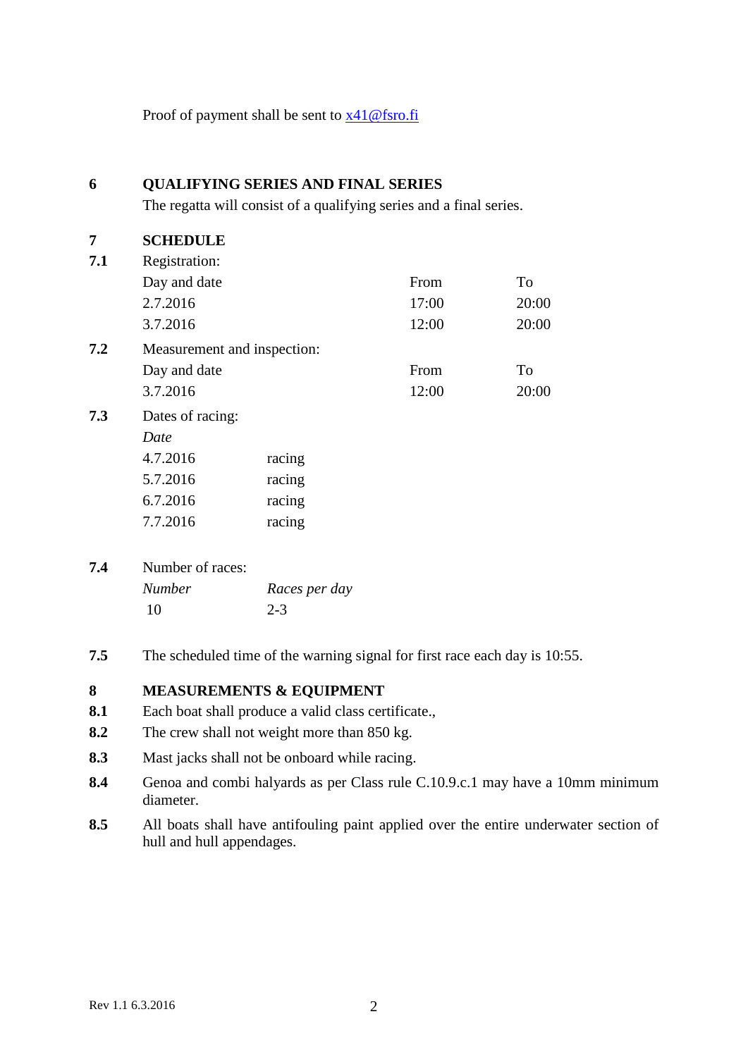Proof of payment shall be sent to x41@fsro.fi

## 6 QUALIFYING SERIES AND FINAL SERIES

The regatta will consist of a qualifying series and a final series.

## 7 SCHEDULE

**7.1** Registration:

| Day and date | From | To |
|---|---|---|
| 2.7.2016 | 17:00 | 20:00 |
| 3.7.2016 | 12:00 | 20:00 |

**7.2** Measurement and inspection:

| Day and date | From | To |
|---|---|---|
| 3.7.2016 | 12:00 | 20:00 |

**7.3** Dates of racing:

| *Date* | |
|---|---|
| 4.7.2016 | racing |
| 5.7.2016 | racing |
| 6.7.2016 | racing |
| 7.7.2016 | racing |

**7.4** Number of races:

| *Number* | *Races per day* |
|---|---|
| 10 | 2-3 |

**7.5** The scheduled time of the warning signal for first race each day is 10:55.

## 8 MEASUREMENTS & EQUIPMENT

**8.1** Each boat shall produce a valid class certificate.,

**8.2** The crew shall not weight more than 850 kg.

**8.3** Mast jacks shall not be onboard while racing.

**8.4** Genoa and combi halyards as per Class rule C.10.9.c.1 may have a 10mm minimum diameter.

**8.5** All boats shall have antifouling paint applied over the entire underwater section of hull and hull appendages.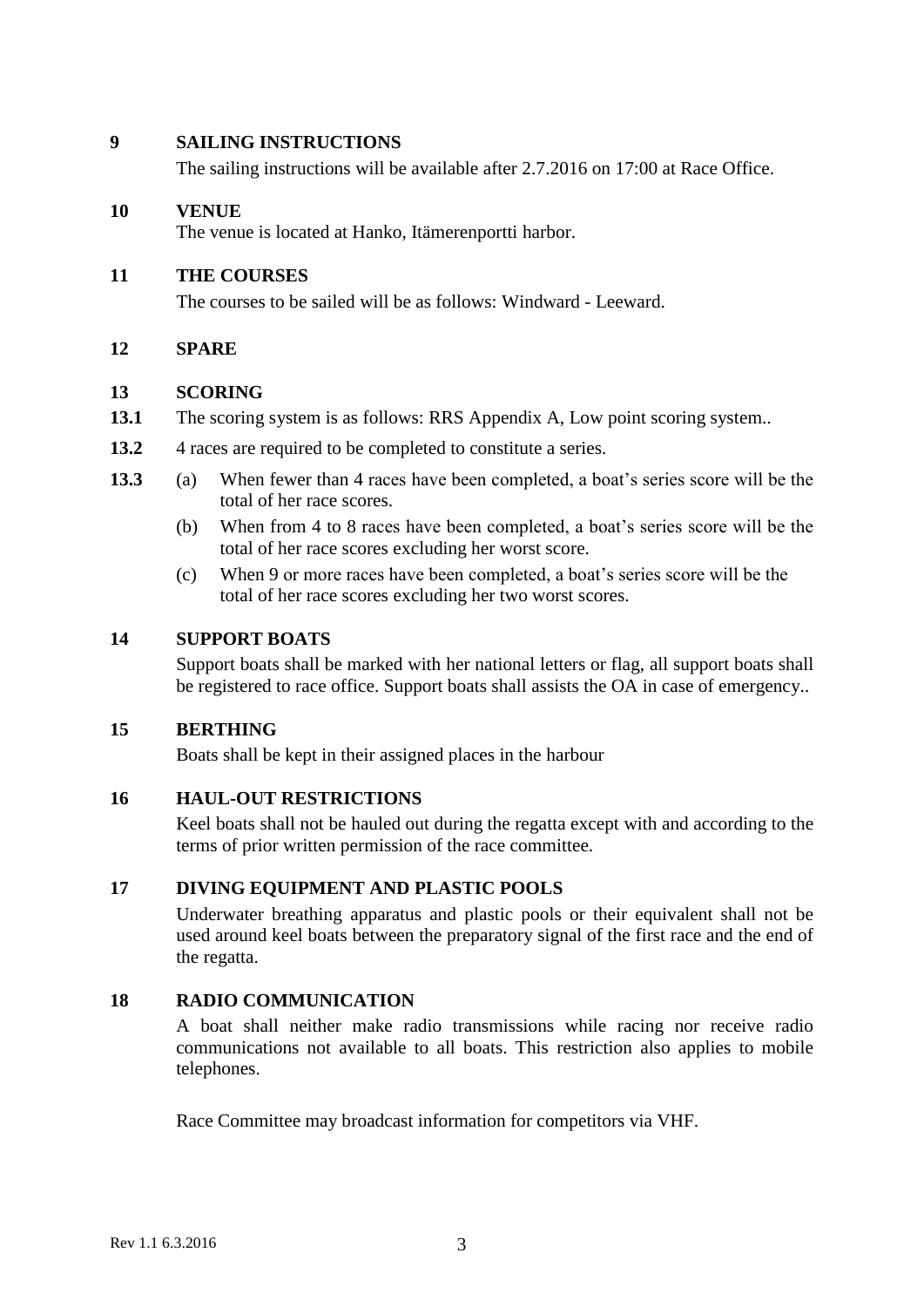## 9 SAILING INSTRUCTIONS

The sailing instructions will be available after 2.7.2016 on 17:00 at Race Office.

## 10 VENUE

The venue is located at Hanko, Itämerenportti harbor.

## 11 THE COURSES

The courses to be sailed will be as follows: Windward - Leeward.

## 12 SPARE

## 13 SCORING

**13.1** The scoring system is as follows: RRS Appendix A, Low point scoring system..

**13.2** 4 races are required to be completed to constitute a series.

**13.3**
- (a) When fewer than 4 races have been completed, a boat's series score will be the total of her race scores.
- (b) When from 4 to 8 races have been completed, a boat's series score will be the total of her race scores excluding her worst score.
- (c) When 9 or more races have been completed, a boat's series score will be the total of her race scores excluding her two worst scores.

## 14 SUPPORT BOATS

Support boats shall be marked with her national letters or flag, all support boats shall be registered to race office. Support boats shall assists the OA in case of emergency..

## 15 BERTHING

Boats shall be kept in their assigned places in the harbour

## 16 HAUL-OUT RESTRICTIONS

Keel boats shall not be hauled out during the regatta except with and according to the terms of prior written permission of the race committee.

## 17 DIVING EQUIPMENT AND PLASTIC POOLS

Underwater breathing apparatus and plastic pools or their equivalent shall not be used around keel boats between the preparatory signal of the first race and the end of the regatta.

## 18 RADIO COMMUNICATION

A boat shall neither make radio transmissions while racing nor receive radio communications not available to all boats. This restriction also applies to mobile telephones.

Race Committee may broadcast information for competitors via VHF.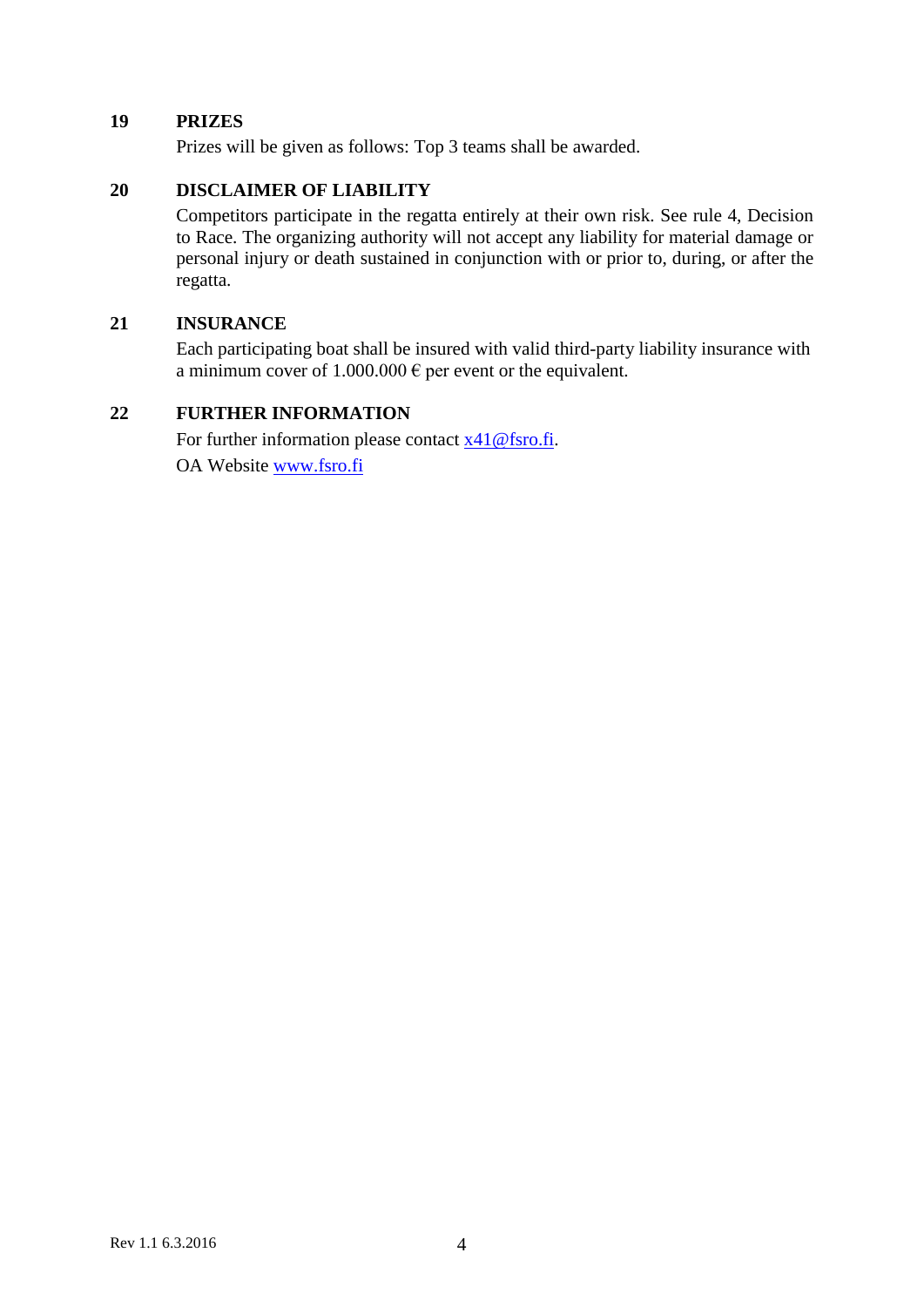## 19 PRIZES

Prizes will be given as follows: Top 3 teams shall be awarded.

## 20 DISCLAIMER OF LIABILITY

Competitors participate in the regatta entirely at their own risk. See rule 4, Decision to Race. The organizing authority will not accept any liability for material damage or personal injury or death sustained in conjunction with or prior to, during, or after the regatta.

## 21 INSURANCE

Each participating boat shall be insured with valid third-party liability insurance with a minimum cover of 1.000.000 € per event or the equivalent.

## 22 FURTHER INFORMATION

For further information please contact x41@fsro.fi.

OA Website www.fsro.fi

Rev 1.1 6.3.2016